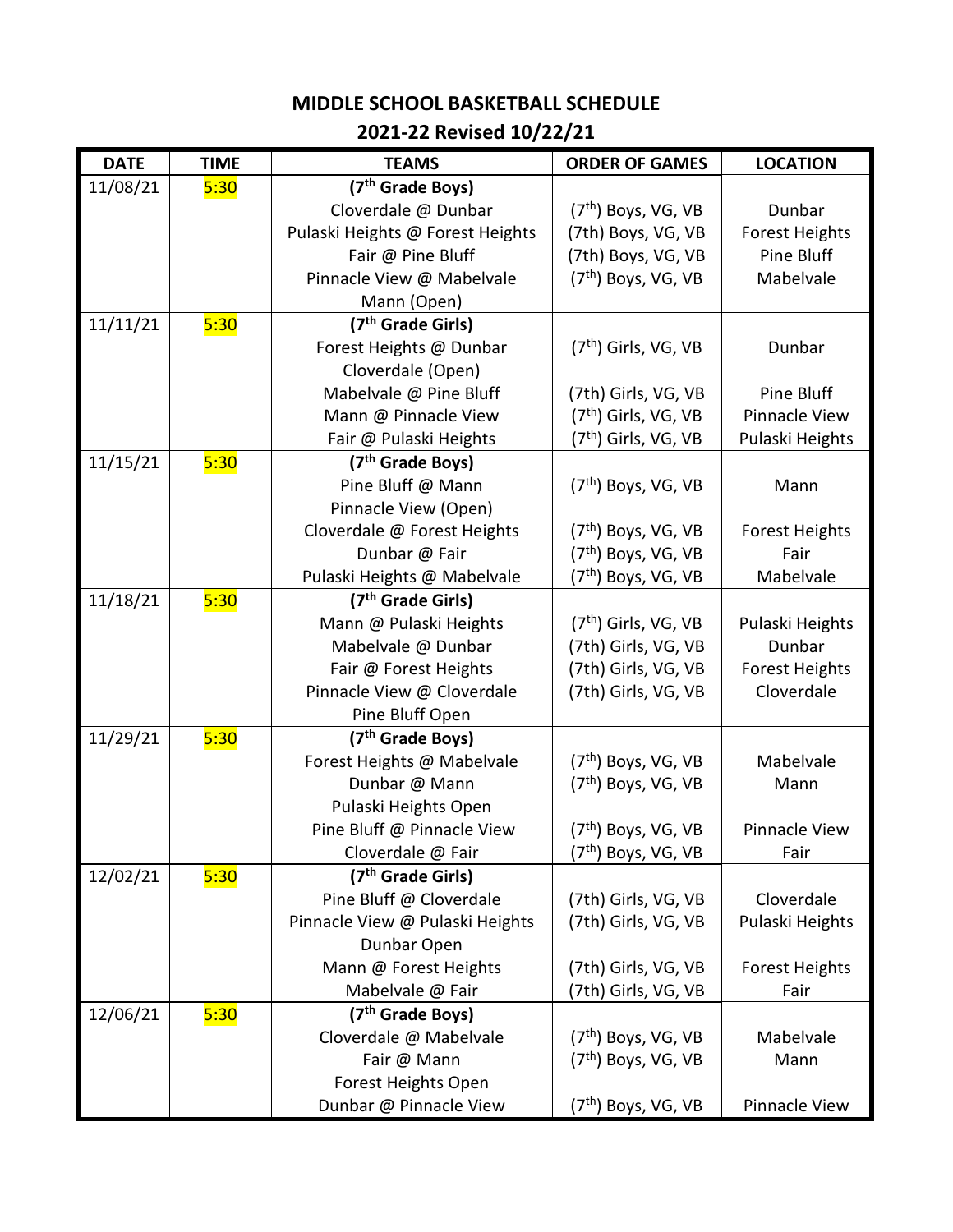# MIDDLE SCHOOL BASKETBALL SCHEDULE

## 2021-22 Revised 10/22/21

| DATE | TIME | TEAMS | ORDER OF GAMES | LOCATION |
|---|---|---|---|---|
| 11/08/21 | 5:30 | **(7th Grade Boys)** | | |
| | | Cloverdale @ Dunbar | (7th) Boys, VG, VB | Dunbar |
| | | Pulaski Heights @ Forest Heights | (7th) Boys, VG, VB | Forest Heights |
| | | Fair @ Pine Bluff | (7th) Boys, VG, VB | Pine Bluff |
| | | Pinnacle View @ Mabelvale | (7th) Boys, VG, VB | Mabelvale |
| | | Mann (Open) | | |
| 11/11/21 | 5:30 | **(7th Grade Girls)** | | |
| | | Forest Heights @ Dunbar | (7th) Girls, VG, VB | Dunbar |
| | | Cloverdale (Open) | | |
| | | Mabelvale @ Pine Bluff | (7th) Girls, VG, VB | Pine Bluff |
| | | Mann @ Pinnacle View | (7th) Girls, VG, VB | Pinnacle View |
| | | Fair @ Pulaski Heights | (7th) Girls, VG, VB | Pulaski Heights |
| 11/15/21 | 5:30 | **(7th Grade Boys)** | | |
| | | Pine Bluff @ Mann | (7th) Boys, VG, VB | Mann |
| | | Pinnacle View (Open) | | |
| | | Cloverdale @ Forest Heights | (7th) Boys, VG, VB | Forest Heights |
| | | Dunbar @ Fair | (7th) Boys, VG, VB | Fair |
| | | Pulaski Heights @ Mabelvale | (7th) Boys, VG, VB | Mabelvale |
| 11/18/21 | 5:30 | **(7th Grade Girls)** | | |
| | | Mann @ Pulaski Heights | (7th) Girls, VG, VB | Pulaski Heights |
| | | Mabelvale @ Dunbar | (7th) Girls, VG, VB | Dunbar |
| | | Fair @ Forest Heights | (7th) Girls, VG, VB | Forest Heights |
| | | Pinnacle View @ Cloverdale | (7th) Girls, VG, VB | Cloverdale |
| | | Pine Bluff Open | | |
| 11/29/21 | 5:30 | **(7th Grade Boys)** | | |
| | | Forest Heights @ Mabelvale | (7th) Boys, VG, VB | Mabelvale |
| | | Dunbar @ Mann | (7th) Boys, VG, VB | Mann |
| | | Pulaski Heights Open | | |
| | | Pine Bluff @ Pinnacle View | (7th) Boys, VG, VB | Pinnacle View |
| | | Cloverdale @ Fair | (7th) Boys, VG, VB | Fair |
| 12/02/21 | 5:30 | **(7th Grade Girls)** | | |
| | | Pine Bluff @ Cloverdale | (7th) Girls, VG, VB | Cloverdale |
| | | Pinnacle View @ Pulaski Heights | (7th) Girls, VG, VB | Pulaski Heights |
| | | Dunbar Open | | |
| | | Mann @ Forest Heights | (7th) Girls, VG, VB | Forest Heights |
| | | Mabelvale @ Fair | (7th) Girls, VG, VB | Fair |
| 12/06/21 | 5:30 | **(7th Grade Boys)** | | |
| | | Cloverdale @ Mabelvale | (7th) Boys, VG, VB | Mabelvale |
| | | Fair @ Mann | (7th) Boys, VG, VB | Mann |
| | | Forest Heights Open | | |
| | | Dunbar @ Pinnacle View | (7th) Boys, VG, VB | Pinnacle View |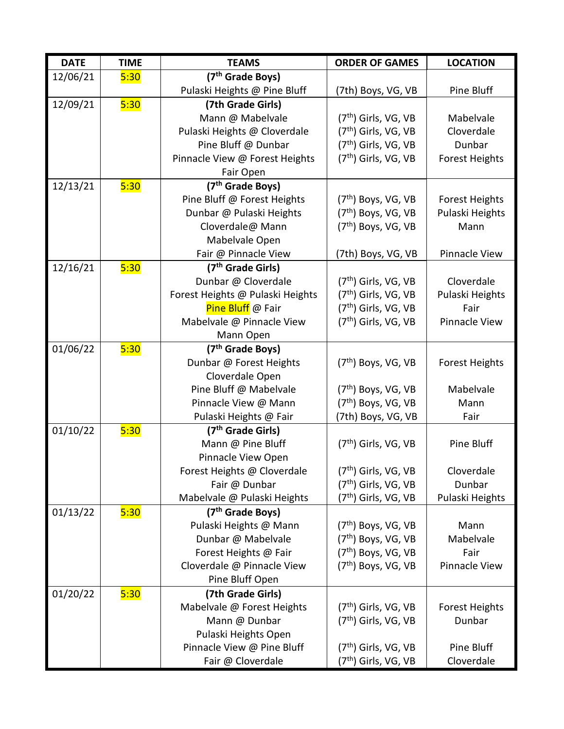| DATE | TIME | TEAMS | ORDER OF GAMES | LOCATION |
|---|---|---|---|---|
| 12/06/21 | 5:30 | **(7th Grade Boys)** | | |
| | | Pulaski Heights @ Pine Bluff | (7th) Boys, VG, VB | Pine Bluff |
| 12/09/21 | 5:30 | **(7th Grade Girls)** | | |
| | | Mann @ Mabelvale | (7th) Girls, VG, VB | Mabelvale |
| | | Pulaski Heights @ Cloverdale | (7th) Girls, VG, VB | Cloverdale |
| | | Pine Bluff @ Dunbar | (7th) Girls, VG, VB | Dunbar |
| | | Pinnacle View @ Forest Heights | (7th) Girls, VG, VB | Forest Heights |
| | | Fair Open | | |
| 12/13/21 | 5:30 | **(7th Grade Boys)** | | |
| | | Pine Bluff @ Forest Heights | (7th) Boys, VG, VB | Forest Heights |
| | | Dunbar @ Pulaski Heights | (7th) Boys, VG, VB | Pulaski Heights |
| | | Cloverdale@ Mann | (7th) Boys, VG, VB | Mann |
| | | Mabelvale Open | | |
| | | Fair @ Pinnacle View | (7th) Boys, VG, VB | Pinnacle View |
| 12/16/21 | 5:30 | **(7th Grade Girls)** | | |
| | | Dunbar @ Cloverdale | (7th) Girls, VG, VB | Cloverdale |
| | | Forest Heights @ Pulaski Heights | (7th) Girls, VG, VB | Pulaski Heights |
| | | Pine Bluff @ Fair | (7th) Girls, VG, VB | Fair |
| | | Mabelvale @ Pinnacle View | (7th) Girls, VG, VB | Pinnacle View |
| | | Mann Open | | |
| 01/06/22 | 5:30 | **(7th Grade Boys)** | | |
| | | Dunbar @ Forest Heights | (7th) Boys, VG, VB | Forest Heights |
| | | Cloverdale Open | | |
| | | Pine Bluff @ Mabelvale | (7th) Boys, VG, VB | Mabelvale |
| | | Pinnacle View @ Mann | (7th) Boys, VG, VB | Mann |
| | | Pulaski Heights @ Fair | (7th) Boys, VG, VB | Fair |
| 01/10/22 | 5:30 | **(7th Grade Girls)** | | |
| | | Mann @ Pine Bluff | (7th) Girls, VG, VB | Pine Bluff |
| | | Pinnacle View Open | | |
| | | Forest Heights @ Cloverdale | (7th) Girls, VG, VB | Cloverdale |
| | | Fair @ Dunbar | (7th) Girls, VG, VB | Dunbar |
| | | Mabelvale @ Pulaski Heights | (7th) Girls, VG, VB | Pulaski Heights |
| 01/13/22 | 5:30 | **(7th Grade Boys)** | | |
| | | Pulaski Heights @ Mann | (7th) Boys, VG, VB | Mann |
| | | Dunbar @ Mabelvale | (7th) Boys, VG, VB | Mabelvale |
| | | Forest Heights @ Fair | (7th) Boys, VG, VB | Fair |
| | | Cloverdale @ Pinnacle View | (7th) Boys, VG, VB | Pinnacle View |
| | | Pine Bluff Open | | |
| 01/20/22 | 5:30 | **(7th Grade Girls)** | | |
| | | Mabelvale @ Forest Heights | (7th) Girls, VG, VB | Forest Heights |
| | | Mann @ Dunbar | (7th) Girls, VG, VB | Dunbar |
| | | Pulaski Heights Open | | |
| | | Pinnacle View @ Pine Bluff | (7th) Girls, VG, VB | Pine Bluff |
| | | Fair @ Cloverdale | (7th) Girls, VG, VB | Cloverdale |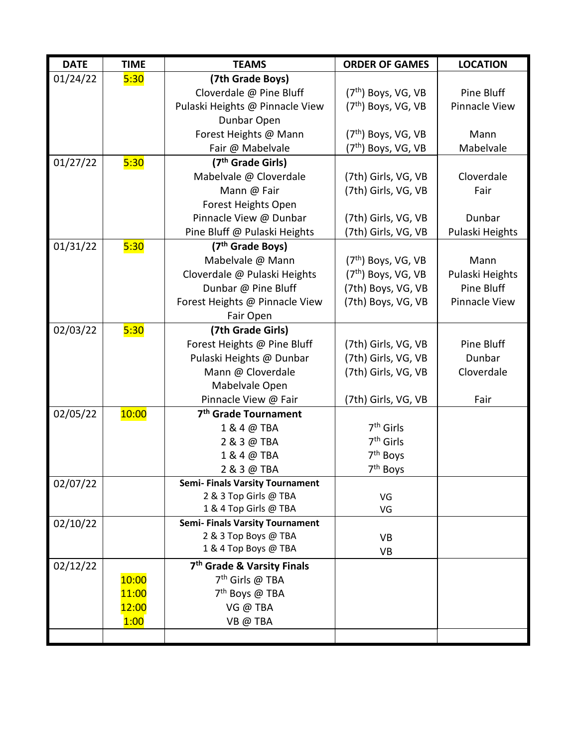| DATE | TIME | TEAMS | ORDER OF GAMES | LOCATION |
|---|---|---|---|---|
| 01/24/22 | 5:30 | **(7th Grade Boys)** | | |
| | | Cloverdale @ Pine Bluff | (7th) Boys, VG, VB | Pine Bluff |
| | | Pulaski Heights @ Pinnacle View | (7th) Boys, VG, VB | Pinnacle View |
| | | Dunbar Open | | |
| | | Forest Heights @ Mann | (7th) Boys, VG, VB | Mann |
| | | Fair @ Mabelvale | (7th) Boys, VG, VB | Mabelvale |
| 01/27/22 | 5:30 | **(7th Grade Girls)** | | |
| | | Mabelvale @ Cloverdale | (7th) Girls, VG, VB | Cloverdale |
| | | Mann @ Fair | (7th) Girls, VG, VB | Fair |
| | | Forest Heights Open | | |
| | | Pinnacle View @ Dunbar | (7th) Girls, VG, VB | Dunbar |
| | | Pine Bluff @ Pulaski Heights | (7th) Girls, VG, VB | Pulaski Heights |
| 01/31/22 | 5:30 | **(7th Grade Boys)** | | |
| | | Mabelvale @ Mann | (7th) Boys, VG, VB | Mann |
| | | Cloverdale @ Pulaski Heights | (7th) Boys, VG, VB | Pulaski Heights |
| | | Dunbar @ Pine Bluff | (7th) Boys, VG, VB | Pine Bluff |
| | | Forest Heights @ Pinnacle View | (7th) Boys, VG, VB | Pinnacle View |
| | | Fair Open | | |
| 02/03/22 | 5:30 | **(7th Grade Girls)** | | |
| | | Forest Heights @ Pine Bluff | (7th) Girls, VG, VB | Pine Bluff |
| | | Pulaski Heights @ Dunbar | (7th) Girls, VG, VB | Dunbar |
| | | Mann @ Cloverdale | (7th) Girls, VG, VB | Cloverdale |
| | | Mabelvale Open | | |
| | | Pinnacle View @ Fair | (7th) Girls, VG, VB | Fair |
| 02/05/22 | 10:00 | **7th Grade Tournament** | | |
| | | 1 & 4 @ TBA | 7th Girls | |
| | | 2 & 3 @ TBA | 7th Girls | |
| | | 1 & 4 @ TBA | 7th Boys | |
| | | 2 & 3 @ TBA | 7th Boys | |
| 02/07/22 | | **Semi- Finals Varsity Tournament** | | |
| | | 2 & 3 Top Girls @ TBA | VG | |
| | | 1 & 4 Top Girls @ TBA | VG | |
| 02/10/22 | | **Semi- Finals Varsity Tournament** | | |
| | | 2 & 3 Top Boys @ TBA | VB | |
| | | 1 & 4 Top Boys @ TBA | VB | |
| 02/12/22 | | **7th Grade & Varsity Finals** | | |
| | 10:00 | 7th Girls @ TBA | | |
| | 11:00 | 7th Boys @ TBA | | |
| | 12:00 | VG @ TBA | | |
| | 1:00 | VB @ TBA | | |